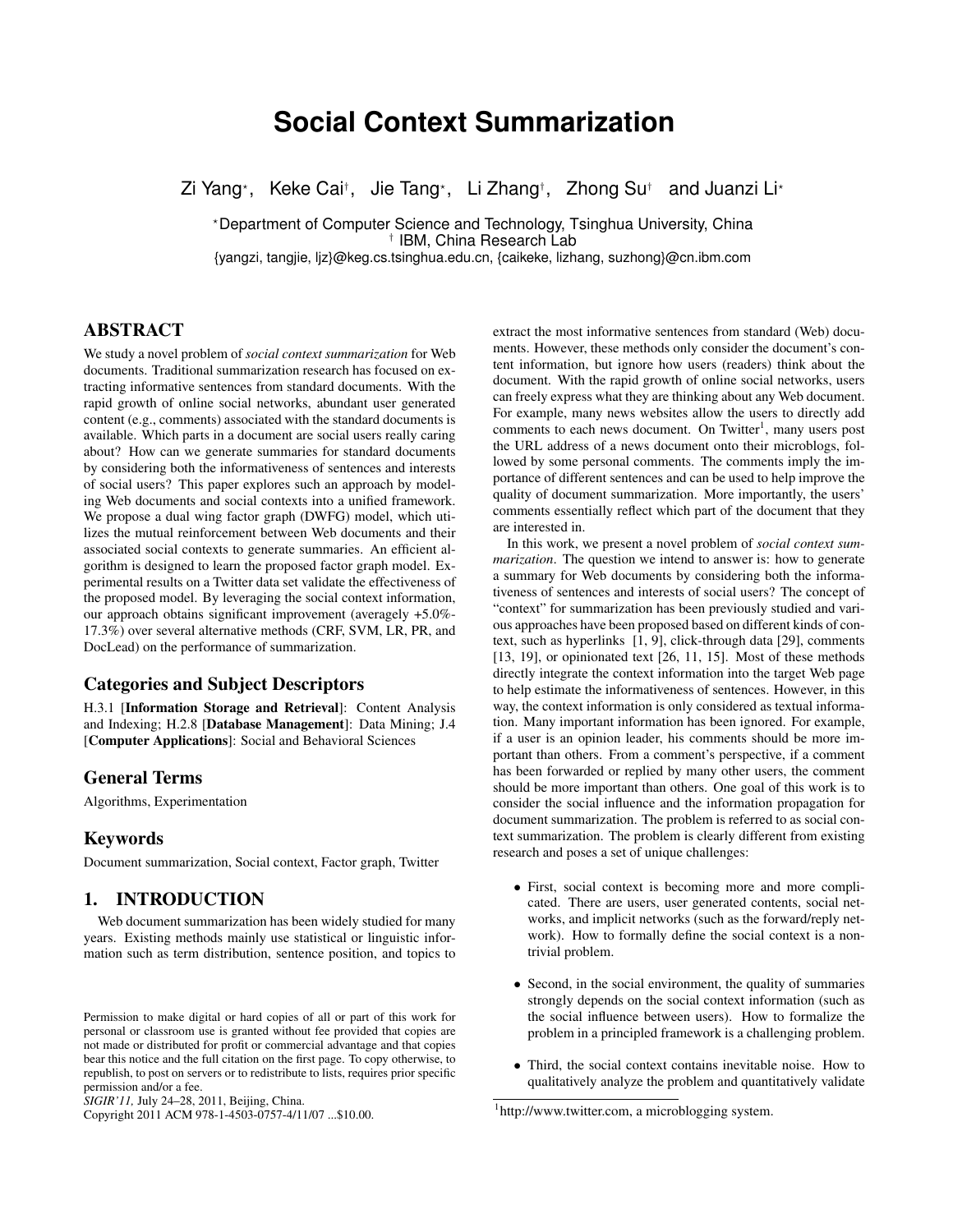// Social Context Summarization

Zi Yang⋆, Keke Cai†, Jie Tang⋆, Li Zhang†, Zhong Su† and Juanzi Li⋆

⋆Department of Computer Science and Technology, Tsinghua University, China
† IBM, China Research Lab
{yangzi, tangjie, ljz}@keg.cs.tsinghua.edu.cn, {caikeke, lizhang, suzhong}@cn.ibm.com

## ABSTRACT

We study a novel problem of *social context summarization* for Web documents. Traditional summarization research has focused on extracting informative sentences from standard documents. With the rapid growth of online social networks, abundant user generated content (e.g., comments) associated with the standard documents is available. Which parts in a document are social users really caring about? How can we generate summaries for standard documents by considering both the informativeness of sentences and interests of social users? This paper explores such an approach by modeling Web documents and social contexts into a unified framework. We propose a dual wing factor graph (DWFG) model, which utilizes the mutual reinforcement between Web documents and their associated social contexts to generate summaries. An efficient algorithm is designed to learn the proposed factor graph model. Experimental results on a Twitter data set validate the effectiveness of the proposed model. By leveraging the social context information, our approach obtains significant improvement (averagely +5.0%-17.3%) over several alternative methods (CRF, SVM, LR, PR, and DocLead) on the performance of summarization.

### Categories and Subject Descriptors

H.3.1 [**Information Storage and Retrieval**]: Content Analysis and Indexing; H.2.8 [**Database Management**]: Data Mining; J.4 [**Computer Applications**]: Social and Behavioral Sciences

### General Terms

Algorithms, Experimentation

### Keywords

Document summarization, Social context, Factor graph, Twitter

## 1. INTRODUCTION

Web document summarization has been widely studied for many years. Existing methods mainly use statistical or linguistic information such as term distribution, sentence position, and topics to extract the most informative sentences from standard (Web) documents. However, these methods only consider the document's content information, but ignore how users (readers) think about the document. With the rapid growth of online social networks, users can freely express what they are thinking about any Web document. For example, many news websites allow the users to directly add comments to each news document. On Twitter[1], many users post the URL address of a news document onto their microblogs, followed by some personal comments. The comments imply the importance of different sentences and can be used to help improve the quality of document summarization. More importantly, the users' comments essentially reflect which part of the document that they are interested in.

In this work, we present a novel problem of *social context summarization*. The question we intend to answer is: how to generate a summary for Web documents by considering both the informativeness of sentences and interests of social users? The concept of "context" for summarization has been previously studied and various approaches have been proposed based on different kinds of context, such as hyperlinks [1, 9], click-through data [29], comments [13, 19], or opinionated text [26, 11, 15]. Most of these methods directly integrate the context information into the target Web page to help estimate the informativeness of sentences. However, in this way, the context information is only considered as textual information. Many important information has been ignored. For example, if a user is an opinion leader, his comments should be more important than others. From a comment's perspective, if a comment has been forwarded or replied by many other users, the comment should be more important than others. One goal of this work is to consider the social influence and the information propagation for document summarization. The problem is referred to as social context summarization. The problem is clearly different from existing research and poses a set of unique challenges:

- First, social context is becoming more and more complicated. There are users, user generated contents, social networks, and implicit networks (such as the forward/reply network). How to formally define the social context is a nontrivial problem.
- Second, in the social environment, the quality of summaries strongly depends on the social context information (such as the social influence between users). How to formalize the problem in a principled framework is a challenging problem.
- Third, the social context contains inevitable noise. How to qualitatively analyze the problem and quantitatively validate

[1]http://www.twitter.com, a microblogging system.

Permission to make digital or hard copies of all or part of this work for personal or classroom use is granted without fee provided that copies are not made or distributed for profit or commercial advantage and that copies bear this notice and the full citation on the first page. To copy otherwise, to republish, to post on servers or to redistribute to lists, requires prior specific permission and/or a fee.
*SIGIR'11,* July 24–28, 2011, Beijing, China.
Copyright 2011 ACM 978-1-4503-0757-4/11/07 ...$10.00.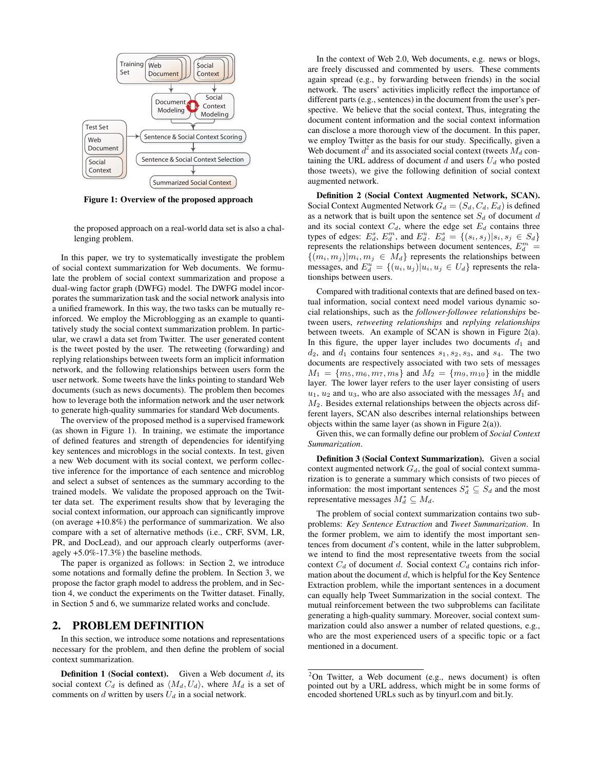Figure 1: Overview of the proposed approach

the proposed approach on a real-world data set is also a challenging problem.

In this paper, we try to systematically investigate the problem of social context summarization for Web documents. We formulate the problem of social context summarization and propose a dual-wing factor graph (DWFG) model. The DWFG model incorporates the summarization task and the social network analysis into a unified framework. In this way, the two tasks can be mutually reinforced. We employ the Microblogging as an example to quantitatively study the social context summarization problem. In particular, we crawl a data set from Twitter. The user generated content is the tweet posted by the user. The retweeting (forwarding) and replying relationships between tweets form an implicit information network, and the following relationships between users form the user network. Some tweets have the links pointing to standard Web documents (such as news documents). The problem then becomes how to leverage both the information network and the user network to generate high-quality summaries for standard Web documents.

The overview of the proposed method is a supervised framework (as shown in Figure 1). In training, we estimate the importance of defined features and strength of dependencies for identifying key sentences and microblogs in the social contexts. In test, given a new Web document with its social context, we perform collective inference for the importance of each sentence and microblog and select a subset of sentences as the summary according to the trained models. We validate the proposed approach on the Twitter data set. The experiment results show that by leveraging the social context information, our approach can significantly improve (on average +10.8%) the performance of summarization. We also compare with a set of alternative methods (i.e., CRF, SVM, LR, PR, and DocLead), and our approach clearly outperforms (averagely +5.0%-17.3%) the baseline methods.

The paper is organized as follows: in Section 2, we introduce some notations and formally define the problem. In Section 3, we propose the factor graph model to address the problem, and in Section 4, we conduct the experiments on the Twitter dataset. Finally, in Section 5 and 6, we summarize related works and conclude.

## 2. PROBLEM DEFINITION

In this section, we introduce some notations and representations necessary for the problem, and then define the problem of social context summarization.

**Definition 1 (Social context).** Given a Web document $d$, its social context $C_d$ is defined as $\langle M_d, U_d \rangle$, where $M_d$ is a set of comments on $d$ written by users $U_d$ in a social network.

In the context of Web 2.0, Web documents, e.g. news or blogs, are freely discussed and commented by users. These comments again spread (e.g., by forwarding between friends) in the social network. The users' activities implicitly reflect the importance of different parts (e.g., sentences) in the document from the user's perspective. We believe that the social context, Thus, integrating the document content information and the social context information can disclose a more thorough view of the document. In this paper, we employ Twitter as the basis for our study. Specifically, given a Web document $d$[2] and its associated social context (tweets $M_d$ containing the URL address of document $d$ and users $U_d$ who posted those tweets), we give the following definition of social context augmented network.

**Definition 2 (Social Context Augmented Network, SCAN).** Social Context Augmented Network $G_d = (S_d, C_d, E_d)$ is defined as a network that is built upon the sentence set $S_d$ of document $d$ and its social context $C_d$, where the edge set $E_d$ contains three types of edges: $E_d^s$, $E_d^m$, and $E_d^u$. $E_d^s = \{(s_i, s_j) | s_i, s_j \in S_d\}$ represents the relationships between document sentences, $E_d^m = \{(m_i, m_j) | m_i, m_j \in M_d\}$ represents the relationships between messages, and $E_d^u = \{(u_i, u_j) | u_i, u_j \in U_d\}$ represents the relationships between users.

Compared with traditional contexts that are defined based on textual information, social context need model various dynamic social relationships, such as the *follower-followee relationships* between users, *retweeting relationships* and *replying relationships* between tweets. An example of SCAN is shown in Figure 2(a). In this figure, the upper layer includes two documents $d_1$ and $d_2$, and $d_1$ contains four sentences $s_1, s_2, s_3$, and $s_4$. The two documents are respectively associated with two sets of messages $M_1 = \{m_5, m_6, m_7, m_8\}$ and $M_2 = \{m_9, m_{10}\}$ in the middle layer. The lower layer refers to the user layer consisting of users $u_1$, $u_2$ and $u_3$, who are also associated with the messages $M_1$ and $M_2$. Besides external relationships between the objects across different layers, SCAN also describes internal relationships between objects within the same layer (as shown in Figure 2(a)).

Given this, we can formally define our problem of *Social Context Summarization*.

**Definition 3 (Social Context Summarization).** Given a social context augmented network $G_d$, the goal of social context summarization is to generate a summary which consists of two pieces of information: the most important sentences $S_d^* \subseteq S_d$ and the most representative messages $M_d^* \subseteq M_d$.

The problem of social context summarization contains two subproblems: *Key Sentence Extraction* and *Tweet Summarization*. In the former problem, we aim to identify the most important sentences from document $d$'s content, while in the latter subproblem, we intend to find the most representative tweets from the social context $C_d$ of document $d$. Social context $C_d$ contains rich information about the document $d$, which is helpful for the Key Sentence Extraction problem, while the important sentences in a document can equally help Tweet Summarization in the social context. The mutual reinforcement between the two subproblems can facilitate generating a high-quality summary. Moreover, social context summarization could also answer a number of related questions, e.g., who are the most experienced users of a specific topic or a fact mentioned in a document.

[2] On Twitter, a Web document (e.g., news document) is often pointed out by a URL address, which might be in some forms of encoded shortened URLs such as by tinyurl.com and bit.ly.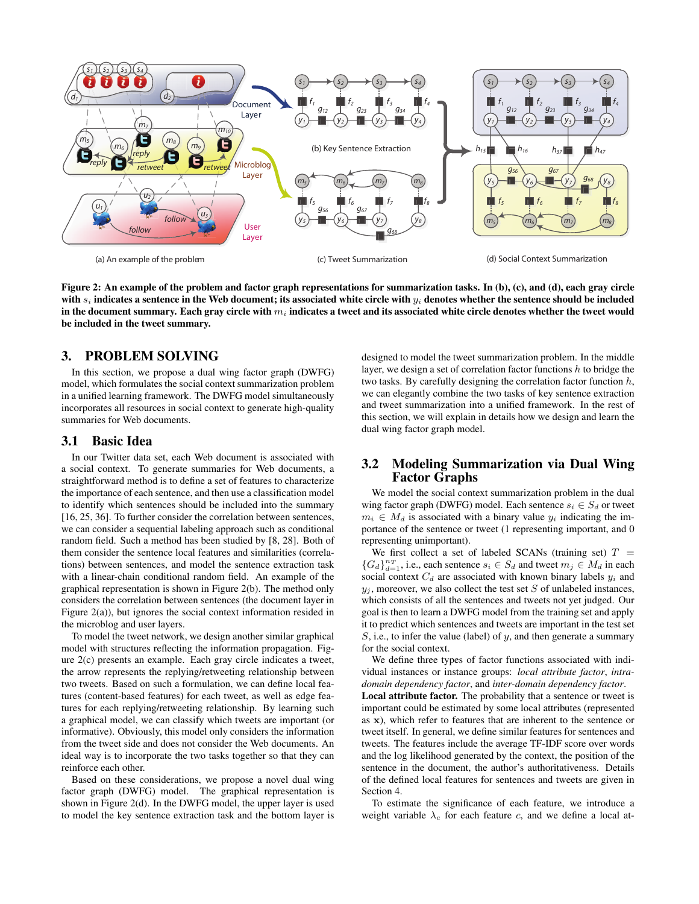Figure 2: An example of the problem and factor graph representations for summarization tasks. In (b), (c), and (d), each gray circle with $s_i$ indicates a sentence in the Web document; its associated white circle with $y_i$ denotes whether the sentence should be included in the document summary. Each gray circle with $m_i$ indicates a tweet and its associated white circle denotes whether the tweet would be included in the tweet summary.

## 3. PROBLEM SOLVING

In this section, we propose a dual wing factor graph (DWFG) model, which formulates the social context summarization problem in a unified learning framework. The DWFG model simultaneously incorporates all resources in social context to generate high-quality summaries for Web documents.

### 3.1 Basic Idea

In our Twitter data set, each Web document is associated with a social context. To generate summaries for Web documents, a straightforward method is to define a set of features to characterize the importance of each sentence, and then use a classification model to identify which sentences should be included into the summary [16, 25, 36]. To further consider the correlation between sentences, we can consider a sequential labeling approach such as conditional random field. Such a method has been studied by [8, 28]. Both of them consider the sentence local features and similarities (correlations) between sentences, and model the sentence extraction task with a linear-chain conditional random field. An example of the graphical representation is shown in Figure 2(b). The method only considers the correlation between sentences (the document layer in Figure 2(a)), but ignores the social context information resided in the microblog and user layers.

To model the tweet network, we design another similar graphical model with structures reflecting the information propagation. Figure 2(c) presents an example. Each gray circle indicates a tweet, the arrow represents the replying/retweeting relationship between two tweets. Based on such a formulation, we can define local features (content-based features) for each tweet, as well as edge features for each replying/retweeting relationship. By learning such a graphical model, we can classify which tweets are important (or informative). Obviously, this model only considers the information from the tweet side and does not consider the Web documents. An ideal way is to incorporate the two tasks together so that they can reinforce each other.

Based on these considerations, we propose a novel dual wing factor graph (DWFG) model. The graphical representation is shown in Figure 2(d). In the DWFG model, the upper layer is used to model the key sentence extraction task and the bottom layer is designed to model the tweet summarization problem. In the middle layer, we design a set of correlation factor functions $h$ to bridge the two tasks. By carefully designing the correlation factor function $h$, we can elegantly combine the two tasks of key sentence extraction and tweet summarization into a unified framework. In the rest of this section, we will explain in details how we design and learn the dual wing factor graph model.

### 3.2 Modeling Summarization via Dual Wing Factor Graphs

We model the social context summarization problem in the dual wing factor graph (DWFG) model. Each sentence $s_i \in S_d$ or tweet $m_i \in M_d$ is associated with a binary value $y_i$ indicating the importance of the sentence or tweet (1 representing important, and 0 representing unimportant).

We first collect a set of labeled SCANs (training set) $T = \{G_d\}_{d=1}^{n_T}$, i.e., each sentence $s_i \in S_d$ and tweet $m_j \in M_d$ in each social context $C_d$ are associated with known binary labels $y_i$ and $y_j$, moreover, we also collect the test set $S$ of unlabeled instances, which consists of all the sentences and tweets not yet judged. Our goal is then to learn a DWFG model from the training set and apply it to predict which sentences and tweets are important in the test set $S$, i.e., to infer the value (label) of $y$, and then generate a summary for the social context.

We define three types of factor functions associated with individual instances or instance groups: *local attribute factor*, *intra-domain dependency factor*, and *inter-domain dependency factor*.

**Local attribute factor.** The probability that a sentence or tweet is important could be estimated by some local attributes (represented as $\mathbf{x}$), which refer to features that are inherent to the sentence or tweet itself. In general, we define similar features for sentences and tweets. The features include the average TF-IDF score over words and the log likelihood generated by the context, the position of the sentence in the document, the author's authoritativeness. Details of the defined local features for sentences and tweets are given in Section 4.

To estimate the significance of each feature, we introduce a weight variable $\lambda_c$ for each feature $c$, and we define a local at-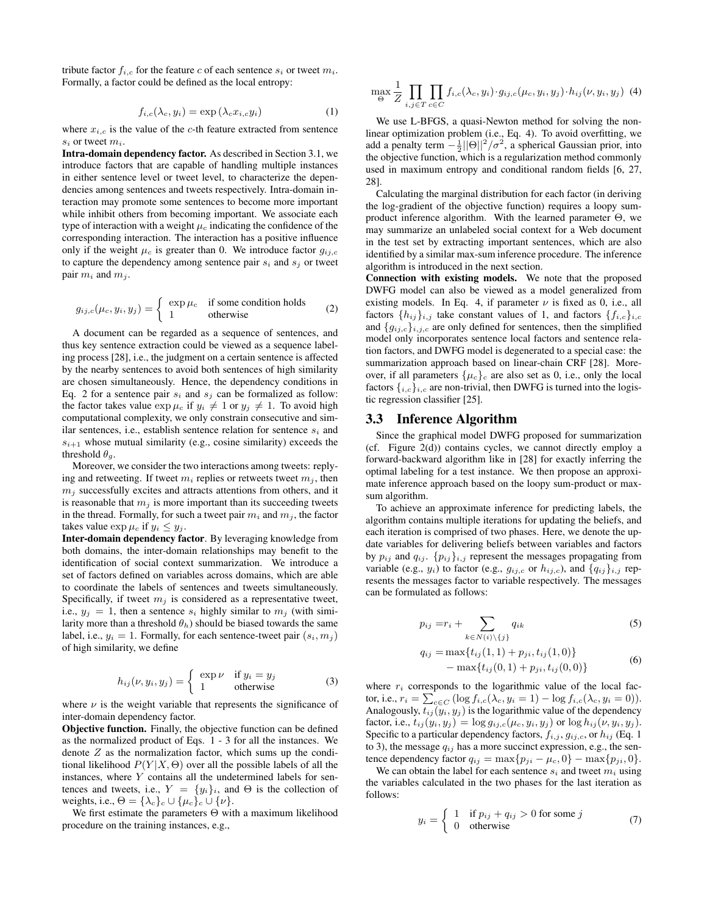tribute factor $f_{i,c}$ for the feature $c$ of each sentence $s_i$ or tweet $m_i$. Formally, a factor could be defined as the local entropy:

$$f_{i,c}(\lambda_c, y_i) = \exp(\lambda_c x_{i,c} y_i) \quad (1)$$

where $x_{i,c}$ is the value of the $c$-th feature extracted from sentence $s_i$ or tweet $m_i$.

**Intra-domain dependency factor.** As described in Section 3.1, we introduce factors that are capable of handling multiple instances in either sentence level or tweet level, to characterize the dependencies among sentences and tweets respectively. Intra-domain interaction may promote some sentences to become more important while inhibit others from becoming important. We associate each type of interaction with a weight $\mu_c$ indicating the confidence of the corresponding interaction. The interaction has a positive influence only if the weight $\mu_c$ is greater than 0. We introduce factor $g_{ij,c}$ to capture the dependency among sentence pair $s_i$ and $s_j$ or tweet pair $m_i$ and $m_j$.

$$g_{ij,c}(\mu_c, y_i, y_j) = \begin{cases} \exp \mu_c & \text{if some condition holds} \\ 1 & \text{otherwise} \end{cases} \quad (2)$$

A document can be regarded as a sequence of sentences, and thus key sentence extraction could be viewed as a sequence labeling process [28], i.e., the judgment on a certain sentence is affected by the nearby sentences to avoid both sentences of high similarity are chosen simultaneously. Hence, the dependency conditions in Eq. 2 for a sentence pair $s_i$ and $s_j$ can be formalized as follow: the factor takes value $\exp \mu_c$ if $y_i \neq 1$ or $y_j \neq 1$. To avoid high computational complexity, we only constrain consecutive and similar sentences, i.e., establish sentence relation for sentence $s_i$ and $s_{i+1}$ whose mutual similarity (e.g., cosine similarity) exceeds the threshold $\theta_g$.

Moreover, we consider the two interactions among tweets: replying and retweeting. If tweet $m_i$ replies or retweets tweet $m_j$, then $m_j$ successfully excites and attracts attentions from others, and it is reasonable that $m_j$ is more important than its succeeding tweets in the thread. Formally, for such a tweet pair $m_i$ and $m_j$, the factor takes value $\exp \mu_c$ if $y_i \leq y_j$.

**Inter-domain dependency factor**. By leveraging knowledge from both domains, the inter-domain relationships may benefit to the identification of social context summarization. We introduce a set of factors defined on variables across domains, which are able to coordinate the labels of sentences and tweets simultaneously. Specifically, if tweet $m_j$ is considered as a representative tweet, i.e., $y_j = 1$, then a sentence $s_i$ highly similar to $m_j$ (with similarity more than a threshold $\theta_h$) should be biased towards the same label, i.e., $y_i = 1$. Formally, for each sentence-tweet pair $(s_i, m_j)$ of high similarity, we define

$$h_{ij}(\nu, y_i, y_j) = \begin{cases} \exp \nu & \text{if } y_i = y_j \\ 1 & \text{otherwise} \end{cases} \quad (3)$$

where $\nu$ is the weight variable that represents the significance of inter-domain dependency factor.

**Objective function.** Finally, the objective function can be defined as the normalized product of Eqs. 1 - 3 for all the instances. We denote $Z$ as the normalization factor, which sums up the conditional likelihood $P(Y|X, \Theta)$ over all the possible labels of all the instances, where $Y$ contains all the undetermined labels for sentences and tweets, i.e., $Y = \{y_i\}_i$, and $\Theta$ is the collection of weights, i.e., $\Theta = \{\lambda_c\}_c \cup \{\mu_c\}_c \cup \{\nu\}$.

We first estimate the parameters $\Theta$ with a maximum likelihood procedure on the training instances, e.g.,

$$\max_{\Theta} \frac{1}{Z} \prod_{i,j \in T} \prod_{c \in C} f_{i,c}(\lambda_c, y_i) \cdot g_{ij,c}(\mu_c, y_i, y_j) \cdot h_{ij}(\nu, y_i, y_j) \quad (4)$$

We use L-BFGS, a quasi-Newton method for solving the nonlinear optimization problem (i.e., Eq. 4). To avoid overfitting, we add a penalty term $-\frac{1}{2}||\Theta||^2/\sigma^2$, a spherical Gaussian prior, into the objective function, which is a regularization method commonly used in maximum entropy and conditional random fields [6, 27, 28].

Calculating the marginal distribution for each factor (in deriving the log-gradient of the objective function) requires a loopy sum-product inference algorithm. With the learned parameter $\Theta$, we may summarize an unlabeled social context for a Web document in the test set by extracting important sentences, which are also identified by a similar max-sum inference procedure. The inference algorithm is introduced in the next section.

**Connection with existing models.** We note that the proposed DWFG model can also be viewed as a model generalized from existing models. In Eq. 4, if parameter $\nu$ is fixed as 0, i.e., all factors $\{h_{ij}\}_{i,j}$ take constant values of 1, and factors $\{f_{i,c}\}_{i,c}$ and $\{g_{ij,c}\}_{i,j,c}$ are only defined for sentences, then the simplified model only incorporates sentence local factors and sentence relation factors, and DWFG model is degenerated to a special case: the summarization approach based on linear-chain CRF [28]. Moreover, if all parameters $\{\mu_c\}_c$ are also set as 0, i.e., only the local factors $\{_{i,c}\}_{i,c}$ are non-trivial, then DWFG is turned into the logistic regression classifier [25].

## 3.3 Inference Algorithm

Since the graphical model DWFG proposed for summarization (cf. Figure 2(d)) contains cycles, we cannot directly employ a forward-backward algorithm like in [28] for exactly inferring the optimal labeling for a test instance. We then propose an approximate inference approach based on the loopy sum-product or max-sum algorithm.

To achieve an approximate inference for predicting labels, the algorithm contains multiple iterations for updating the beliefs, and each iteration is comprised of two phases. Here, we denote the update variables for delivering beliefs between variables and factors by $p_{ij}$ and $q_{ij}$. $\{p_{ij}\}_{i,j}$ represent the messages propagating from variable (e.g., $y_i$) to factor (e.g., $g_{ij,c}$ or $h_{ij,c}$), and $\{q_{ij}\}_{i,j}$ represents the messages factor to variable respectively. The messages can be formulated as follows:

$$p_{ij} = r_i + \sum_{k \in N(i) \setminus \{j\}} q_{ik} \quad (5)$$

$$\begin{aligned} q_{ij} = &\max\{t_{ij}(1,1) + p_{ji}, t_{ij}(1,0)\} \\ &- \max\{t_{ij}(0,1) + p_{ji}, t_{ij}(0,0)\} \end{aligned} \quad (6)$$

where $r_i$ corresponds to the logarithmic value of the local factor, i.e., $r_i = \sum_{c \in C} (\log f_{i,c}(\lambda_c, y_i = 1) - \log f_{i,c}(\lambda_c, y_i = 0))$. Analogously, $t_{ij}(y_i, y_j)$ is the logarithmic value of the dependency factor, i.e., $t_{ij}(y_i, y_j) = \log g_{ij,c}(\mu_c, y_i, y_j)$ or $\log h_{ij}(\nu, y_i, y_j)$. Specific to a particular dependency factors, $f_{i,j}$, $g_{ij,c}$, or $h_{ij}$ (Eq. 1 to 3), the message $q_{ij}$ has a more succinct expression, e.g., the sentence dependency factor $q_{ij} = \max\{p_{ji} - \mu_c, 0\} - \max\{p_{ji}, 0\}$.

We can obtain the label for each sentence $s_i$ and tweet $m_i$ using the variables calculated in the two phases for the last iteration as follows:

$$y_i = \begin{cases} 1 & \text{if } p_{ij} + q_{ij} > 0 \text{ for some } j \\ 0 & \text{otherwise} \end{cases} \quad (7)$$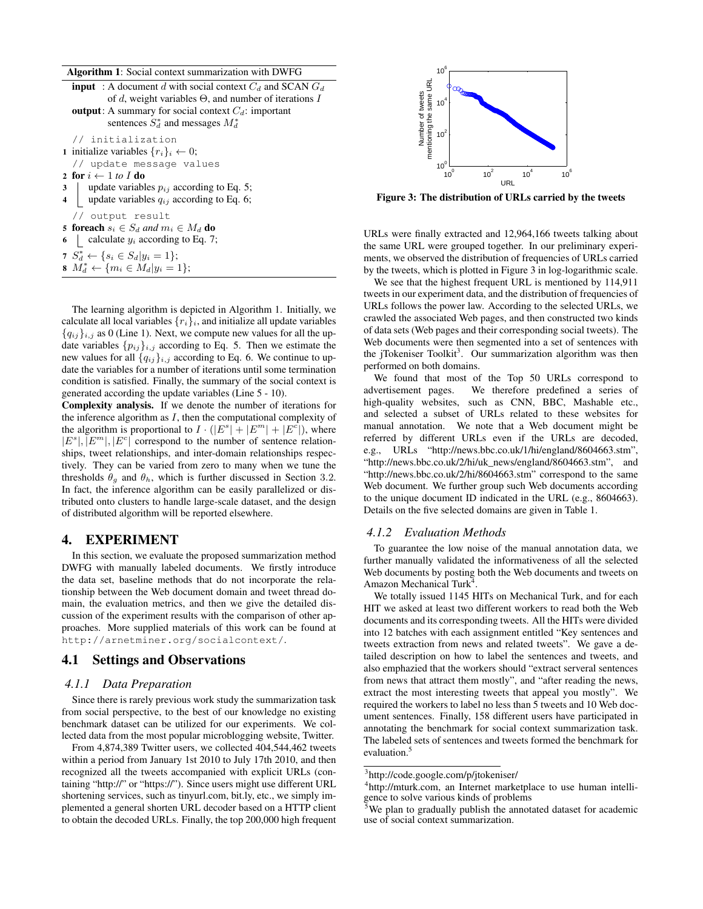**Algorithm 1**: Social context summarization with DWFG

**input** : A document $d$ with social context $C_d$ and SCAN $G_d$ of $d$, weight variables $\Theta$, and number of iterations $I$

**output**: A summary for social context $C_d$: important sentences $S_d^*$ and messages $M_d^*$

```
// initialization
1 initialize variables {r_i}_i ← 0;
// update message values
2 for i ← 1 to I do
3     update variables p_ij according to Eq. 5;
4     update variables q_ij according to Eq. 6;
// output result
5 foreach s_i ∈ S_d and m_i ∈ M_d do
6     calculate y_i according to Eq. 7;
7 S*_d ← {s_i ∈ S_d | y_i = 1};
8 M*_d ← {m_i ∈ M_d | y_i = 1};
```

The learning algorithm is depicted in Algorithm 1. Initially, we calculate all local variables $\{r_i\}_i$, and initialize all update variables $\{q_{ij}\}_{i,j}$ as 0 (Line 1). Next, we compute new values for all the update variables $\{p_{ij}\}_{i,j}$ according to Eq. 5. Then we estimate the new values for all $\{q_{ij}\}_{i,j}$ according to Eq. 6. We continue to update the variables for a number of iterations until some termination condition is satisfied. Finally, the summary of the social context is generated according the update variables (Line 5 - 10).

**Complexity analysis.** If we denote the number of iterations for the inference algorithm as $I$, then the computational complexity of the algorithm is proportional to $I \cdot (|E^s| + |E^m| + |E^c|)$, where $|E^s|, |E^m|, |E^c|$ correspond to the number of sentence relationships, tweet relationships, and inter-domain relationships respectively. They can be varied from zero to many when we tune the thresholds $\theta_g$ and $\theta_h$, which is further discussed in Section 3.2. In fact, the inference algorithm can be easily parallelized or distributed onto clusters to handle large-scale dataset, and the design of distributed algorithm will be reported elsewhere.

# 4. EXPERIMENT

In this section, we evaluate the proposed summarization method DWFG with manually labeled documents. We firstly introduce the data set, baseline methods that do not incorporate the relationship between the Web document domain and tweet thread domain, the evaluation metrics, and then we give the detailed discussion of the experiment results with the comparison of other approaches. More supplied materials of this work can be found at http://arnetminer.org/socialcontext/.

## 4.1 Settings and Observations

### *4.1.1 Data Preparation*

Since there is rarely previous work study the summarization task from social perspective, to the best of our knowledge no existing benchmark dataset can be utilized for our experiments. We collected data from the most popular microblogging website, Twitter.

From 4,874,389 Twitter users, we collected 404,544,462 tweets within a period from January 1st 2010 to July 17th 2010, and then recognized all the tweets accompanied with explicit URLs (containing "http://" or "https://"). Since users might use different URL shortening services, such as tinyurl.com, bit.ly, etc., we simply implemented a general shorten URL decoder based on a HTTP client to obtain the decoded URLs. Finally, the top 200,000 high frequent URLs were finally extracted and 12,964,166 tweets talking about the same URL were grouped together. In our preliminary experiments, we observed the distribution of frequencies of URLs carried by the tweets, which is plotted in Figure 3 in log-logarithmic scale.

**Figure 3: The distribution of URLs carried by the tweets**

We see that the highest frequent URL is mentioned by 114,911 tweets in our experiment data, and the distribution of frequencies of URLs follows the power law. According to the selected URLs, we crawled the associated Web pages, and then constructed two kinds of data sets (Web pages and their corresponding social tweets). The Web documents were then segmented into a set of sentences with the jTokeniser Toolkit[3]. Our summarization algorithm was then performed on both domains.

We found that most of the Top 50 URLs correspond to advertisement pages. We therefore predefined a series of high-quality websites, such as CNN, BBC, Mashable etc., and selected a subset of URLs related to these websites for manual annotation. We note that a Web document might be referred by different URLs even if the URLs are decoded, e.g., URLs "http://news.bbc.co.uk/1/hi/england/8604663.stm", "http://news.bbc.co.uk/2/hi/uk_news/england/8604663.stm", and "http://news.bbc.co.uk/2/hi/8604663.stm" correspond to the same Web document. We further group such Web documents according to the unique document ID indicated in the URL (e.g., 8604663). Details on the five selected domains are given in Table 1.

### *4.1.2 Evaluation Methods*

To guarantee the low noise of the manual annotation data, we further manually validated the informativeness of all the selected Web documents by posting both the Web documents and tweets on Amazon Mechanical Turk[4].

We totally issued 1145 HITs on Mechanical Turk, and for each HIT we asked at least two different workers to read both the Web documents and its corresponding tweets. All the HITs were divided into 12 batches with each assignment entitled "Key sentences and tweets extraction from news and related tweets". We gave a detailed description on how to label the sentences and tweets, and also emphazied that the workers should "extract serveral sentences from news that attract them mostly", and "after reading the news, extract the most interesting tweets that appeal you mostly". We required the workers to label no less than 5 tweets and 10 Web document sentences. Finally, 158 different users have participated in annotating the benchmark for social context summarization task. The labeled sets of sentences and tweets formed the benchmark for evaluation.[5]

---

[3] http://code.google.com/p/jtokeniser/

[4] http://mturk.com, an Internet marketplace to use human intelligence to solve various kinds of problems

[5] We plan to gradually publish the annotated dataset for academic use of social context summarization.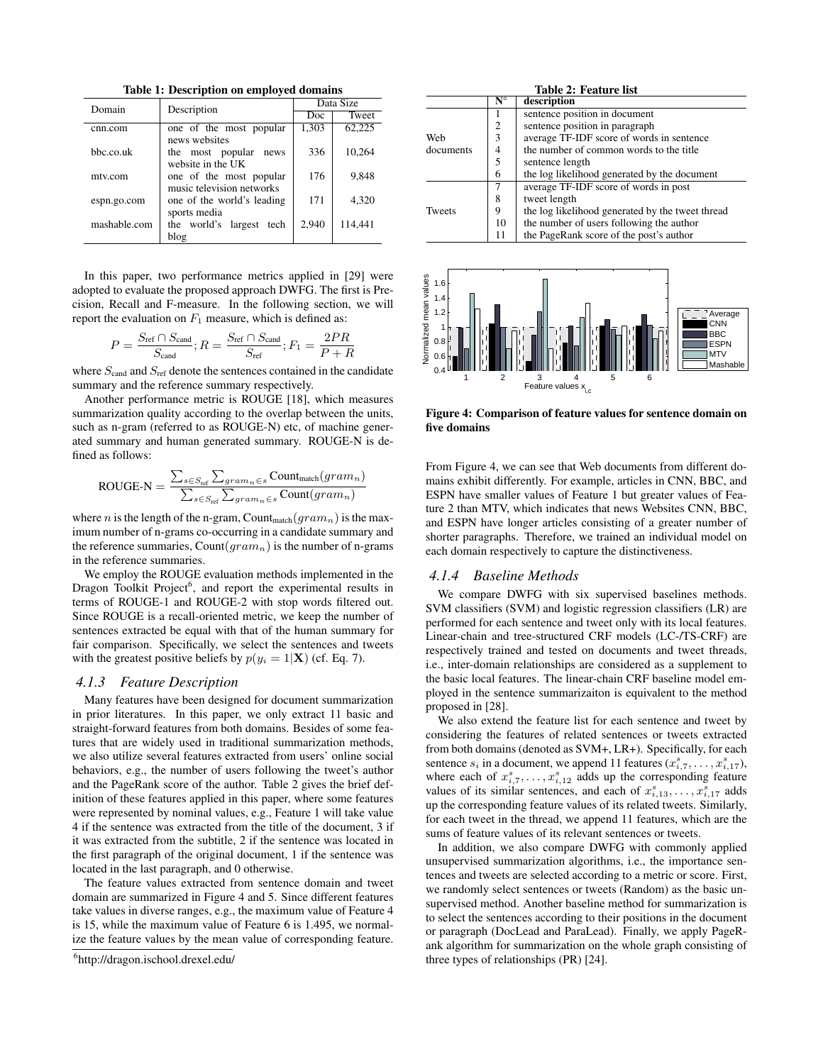**Table 1: Description on employed domains**

| Domain | Description | Data Size | |
|---|---|---|---|
| | | Doc | Tweet |
| cnn.com | one of the most popular news websites | 1,303 | 62,225 |
| bbc.co.uk | the most popular news website in the UK | 336 | 10,264 |
| mtv.com | one of the most popular music television networks | 176 | 9,848 |
| espn.go.com | one of the world's leading sports media | 171 | 4,320 |
| mashable.com | the world's largest tech blog | 2,940 | 114,441 |

In this paper, two performance metrics applied in [29] were adopted to evaluate the proposed approach DWFG. The first is Precision, Recall and F-measure. In the following section, we will report the evaluation on $F_1$ measure, which is defined as:

$$P = \frac{S_{\text{ref}} \cap S_{\text{cand}}}{S_{\text{cand}}}; R = \frac{S_{\text{ref}} \cap S_{\text{cand}}}{S_{\text{ref}}}; F_1 = \frac{2PR}{P+R}$$

where $S_{\text{cand}}$ and $S_{\text{ref}}$ denote the sentences contained in the candidate summary and the reference summary respectively.

Another performance metric is ROUGE [18], which measures summarization quality according to the overlap between the units, such as n-gram (referred to as ROUGE-N) etc, of machine generated summary and human generated summary. ROUGE-N is defined as follows:

$$\text{ROUGE-N} = \frac{\sum_{s \in S_{\text{ref}}} \sum_{gram_n \in s} \text{Count}_{\text{match}}(gram_n)}{\sum_{s \in S_{\text{ref}}} \sum_{gram_n \in s} \text{Count}(gram_n)}$$

where $n$ is the length of the n-gram, $\text{Count}_{\text{match}}(gram_n)$ is the maximum number of n-grams co-occurring in a candidate summary and the reference summaries, $\text{Count}(gram_n)$ is the number of n-grams in the reference summaries.

We employ the ROUGE evaluation methods implemented in the Dragon Toolkit Project[6], and report the experimental results in terms of ROUGE-1 and ROUGE-2 with stop words filtered out. Since ROUGE is a recall-oriented metric, we keep the number of sentences extracted be equal with that of the human summary for fair comparison. Specifically, we select the sentences and tweets with the greatest positive beliefs by $p(y_i = 1|\mathbf{X})$ (cf. Eq. 7).

### 4.1.3 Feature Description

Many features have been designed for document summarization in prior literatures. In this paper, we only extract 11 basic and straight-forward features from both domains. Besides of some features that are widely used in traditional summarization methods, we also utilize several features extracted from users' online social behaviors, e.g., the number of users following the tweet's author and the PageRank score of the author. Table 2 gives the brief definition of these features applied in this paper, where some features were represented by nominal values, e.g., Feature 1 will take value 4 if the sentence was extracted from the title of the document, 3 if it was extracted from the subtitle, 2 if the sentence was located in the first paragraph of the original document, 1 if the sentence was located in the last paragraph, and 0 otherwise.

The feature values extracted from sentence domain and tweet domain are summarized in Figure 4 and 5. Since different features take values in diverse ranges, e.g., the maximum value of Feature 4 is 15, while the maximum value of Feature 6 is 1.495, we normalize the feature values by the mean value of corresponding feature.

[6]http://dragon.ischool.drexel.edu/

**Table 2: Feature list**

| | N° | description |
|---|---|---|
| Web documents | 1 | sentence position in document |
| | 2 | sentence position in paragraph |
| | 3 | average TF-IDF score of words in sentence |
| | 4 | the number of common words to the title |
| | 5 | sentence length |
| | 6 | the log likelihood generated by the document |
| Tweets | 7 | average TF-IDF score of words in post |
| | 8 | tweet length |
| | 9 | the log likelihood generated by the tweet thread |
| | 10 | the number of users following the author |
| | 11 | the PageRank score of the post's author |

**Figure 4: Comparison of feature values for sentence domain on five domains**

From Figure 4, we can see that Web documents from different domains exhibit differently. For example, articles in CNN, BBC, and ESPN have smaller values of Feature 1 but greater values of Feature 2 than MTV, which indicates that news Websites CNN, BBC, and ESPN have longer articles consisting of a greater number of shorter paragraphs. Therefore, we trained an individual model on each domain respectively to capture the distinctiveness.

### 4.1.4 Baseline Methods

We compare DWFG with six supervised baselines methods. SVM classifiers (SVM) and logistic regression classifiers (LR) are performed for each sentence and tweet only with its local features. Linear-chain and tree-structured CRF models (LC-/TS-CRF) are respectively trained and tested on documents and tweet threads, i.e., inter-domain relationships are considered as a supplement to the basic local features. The linear-chain CRF baseline model employed in the sentence summarizaiton is equivalent to the method proposed in [28].

We also extend the feature list for each sentence and tweet by considering the features of related sentences or tweets extracted from both domains (denoted as SVM+, LR+). Specifically, for each sentence $s_i$ in a document, we append 11 features $(x^s_{i,7}, \ldots, x^s_{i,17})$, where each of $x^s_{i,7}, \ldots, x^s_{i,12}$ adds up the corresponding feature values of its similar sentences, and each of $x^s_{i,13}, \ldots, x^s_{i,17}$ adds up the corresponding feature values of its related tweets. Similarly, for each tweet in the thread, we append 11 features, which are the sums of feature values of its relevant sentences or tweets.

In addition, we also compare DWFG with commonly applied unsupervised summarization algorithms, i.e., the importance sentences and tweets are selected according to a metric or score. First, we randomly select sentences or tweets (Random) as the basic unsupervised method. Another baseline method for summarization is to select the sentences according to their positions in the document or paragraph (DocLead and ParaLead). Finally, we apply PageRank algorithm for summarization on the whole graph consisting of three types of relationships (PR) [24].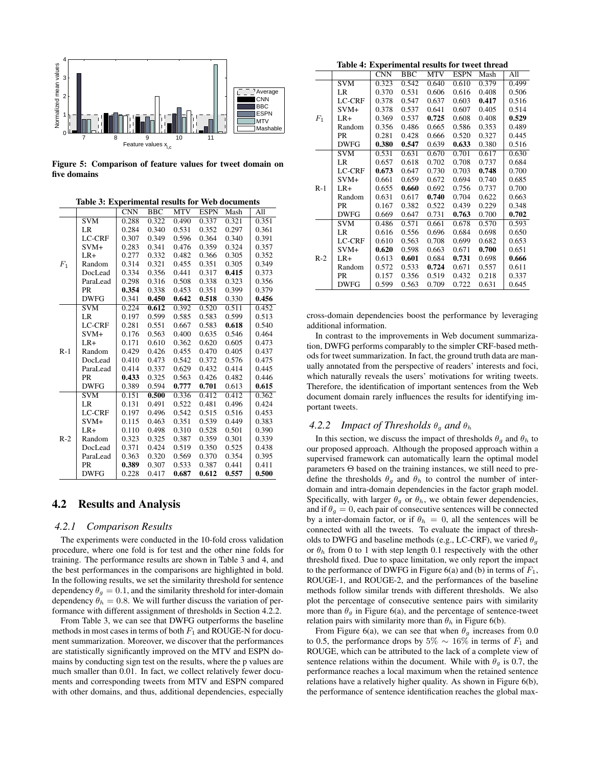Figure 5: Comparison of feature values for tweet domain on five domains

Table 3: Experimental results for Web documents

| | | CNN | BBC | MTV | ESPN | Mash | All |
|---|---|---|---|---|---|---|---|
| $F_1$ | SVM | 0.288 | 0.322 | 0.490 | 0.337 | 0.321 | 0.351 |
| | LR | 0.284 | 0.340 | 0.531 | 0.352 | 0.297 | 0.361 |
| | LC-CRF | 0.307 | 0.349 | 0.596 | 0.364 | 0.340 | 0.391 |
| | SVM+ | 0.283 | 0.341 | 0.476 | 0.359 | 0.324 | 0.357 |
| | LR+ | 0.277 | 0.332 | 0.482 | 0.366 | 0.305 | 0.352 |
| | Random | 0.314 | 0.321 | 0.455 | 0.351 | 0.305 | 0.349 |
| | DocLead | 0.334 | 0.356 | 0.441 | 0.317 | **0.415** | 0.373 |
| | ParaLead | 0.298 | 0.316 | 0.508 | 0.338 | 0.323 | 0.356 |
| | PR | **0.354** | 0.338 | 0.453 | 0.351 | 0.399 | 0.379 |
| | DWFG | 0.341 | **0.450** | **0.642** | **0.518** | 0.330 | **0.456** |
| R-1 | SVM | 0.224 | **0.612** | 0.392 | 0.520 | 0.511 | 0.452 |
| | LR | 0.197 | 0.599 | 0.585 | 0.583 | 0.599 | 0.513 |
| | LC-CRF | 0.281 | 0.551 | 0.667 | 0.583 | **0.618** | 0.540 |
| | SVM+ | 0.176 | 0.563 | 0.400 | 0.635 | 0.546 | 0.464 |
| | LR+ | 0.171 | 0.610 | 0.362 | 0.620 | 0.605 | 0.473 |
| | Random | 0.429 | 0.426 | 0.455 | 0.470 | 0.405 | 0.437 |
| | DocLead | 0.410 | 0.473 | 0.542 | 0.372 | 0.576 | 0.475 |
| | ParaLead | 0.414 | 0.337 | 0.629 | 0.432 | 0.414 | 0.445 |
| | PR | **0.433** | 0.325 | 0.563 | 0.426 | 0.482 | 0.446 |
| | DWFG | 0.389 | 0.594 | **0.777** | **0.701** | 0.613 | **0.615** |
| R-2 | SVM | 0.151 | **0.500** | 0.336 | 0.412 | 0.412 | 0.362 |
| | LR | 0.131 | 0.491 | 0.522 | 0.481 | 0.496 | 0.424 |
| | LC-CRF | 0.197 | 0.496 | 0.542 | 0.515 | 0.516 | 0.453 |
| | SVM+ | 0.115 | 0.463 | 0.351 | 0.539 | 0.449 | 0.383 |
| | LR+ | 0.110 | 0.498 | 0.310 | 0.528 | 0.501 | 0.390 |
| | Random | 0.323 | 0.325 | 0.387 | 0.359 | 0.301 | 0.339 |
| | DocLead | 0.371 | 0.424 | 0.519 | 0.350 | 0.525 | 0.438 |
| | ParaLead | 0.363 | 0.320 | 0.569 | 0.370 | 0.354 | 0.395 |
| | PR | **0.389** | 0.307 | 0.533 | 0.387 | 0.441 | 0.411 |
| | DWFG | 0.228 | 0.417 | **0.687** | **0.612** | **0.557** | **0.500** |

## 4.2 Results and Analysis

### 4.2.1 Comparison Results

The experiments were conducted in the 10-fold cross validation procedure, where one fold is for test and the other nine folds for training. The performance results are shown in Table 3 and 4, and the best performances in the comparisons are highlighted in bold. In the following results, we set the similarity threshold for sentence dependency $\theta_g = 0.1$, and the similarity threshold for inter-domain dependency $\theta_h = 0.8$. We will further discuss the variation of performance with different assignment of thresholds in Section 4.2.2.

From Table 3, we can see that DWFG outperforms the baseline methods in most cases in terms of both $F_1$ and ROUGE-N for document summarization. Moreover, we discover that the performances are statistically significantly improved on the MTV and ESPN domains by conducting sign test on the results, where the p values are much smaller than 0.01. In fact, we collect relatively fewer documents and corresponding tweets from MTV and ESPN compared with other domains, and thus, additional dependencies, especially cross-domain dependencies boost the performance by leveraging additional information.

Table 4: Experimental results for tweet thread

| | | CNN | BBC | MTV | ESPN | Mash | All |
|---|---|---|---|---|---|---|---|
| $F_1$ | SVM | 0.323 | 0.542 | 0.640 | 0.610 | 0.379 | 0.499 |
| | LR | 0.370 | 0.531 | 0.606 | 0.616 | 0.408 | 0.506 |
| | LC-CRF | 0.378 | 0.547 | 0.637 | 0.603 | **0.417** | 0.516 |
| | SVM+ | 0.378 | 0.537 | 0.641 | 0.607 | 0.405 | 0.514 |
| | LR+ | 0.369 | 0.537 | **0.725** | 0.608 | 0.408 | **0.529** |
| | Random | 0.356 | 0.486 | 0.665 | 0.586 | 0.353 | 0.489 |
| | PR | 0.281 | 0.428 | 0.666 | 0.520 | 0.327 | 0.445 |
| | DWFG | **0.380** | **0.547** | 0.639 | **0.633** | 0.380 | 0.516 |
| R-1 | SVM | 0.531 | 0.631 | 0.670 | 0.701 | 0.617 | 0.630 |
| | LR | 0.657 | 0.618 | 0.702 | 0.708 | 0.737 | 0.684 |
| | LC-CRF | **0.673** | 0.647 | 0.730 | 0.703 | **0.748** | 0.700 |
| | SVM+ | 0.661 | 0.659 | 0.672 | 0.694 | 0.740 | 0.685 |
| | LR+ | 0.655 | **0.660** | 0.692 | 0.756 | 0.737 | 0.700 |
| | Random | 0.631 | 0.617 | **0.740** | 0.704 | 0.622 | 0.663 |
| | PR | 0.167 | 0.382 | 0.522 | 0.439 | 0.229 | 0.348 |
| | DWFG | 0.669 | 0.647 | 0.731 | **0.763** | 0.700 | **0.702** |
| R-2 | SVM | 0.486 | 0.571 | 0.661 | 0.678 | 0.570 | 0.593 |
| | LR | 0.616 | 0.556 | 0.696 | 0.684 | 0.698 | 0.650 |
| | LC-CRF | 0.610 | 0.563 | 0.708 | 0.699 | 0.682 | 0.653 |
| | SVM+ | **0.620** | 0.598 | 0.663 | 0.671 | **0.700** | 0.651 |
| | LR+ | 0.613 | **0.601** | 0.684 | **0.731** | 0.698 | **0.666** |
| | Random | 0.572 | 0.533 | **0.724** | 0.671 | 0.557 | 0.611 |
| | PR | 0.157 | 0.356 | 0.519 | 0.432 | 0.218 | 0.337 |
| | DWFG | 0.599 | 0.563 | 0.709 | 0.722 | 0.631 | 0.645 |

In contrast to the improvements in Web document summarization, DWFG performs comparably to the simpler CRF-based methods for tweet summarization. In fact, the ground truth data are manually annotated from the perspective of readers' interests and foci, which naturally reveals the users' motivations for writing tweets. Therefore, the identification of important sentences from the Web document domain rarely influences the results for identifying important tweets.

### 4.2.2 Impact of Thresholds $\theta_g$ and $\theta_h$

In this section, we discuss the impact of thresholds $\theta_g$ and $\theta_h$ to our proposed approach. Although the proposed approach within a supervised framework can automatically learn the optimal model parameters $\Theta$ based on the training instances, we still need to predefine the thresholds $\theta_g$ and $\theta_h$ to control the number of inter-domain and intra-domain dependencies in the factor graph model. Specifically, with larger $\theta_g$ or $\theta_h$, we obtain fewer dependencies, and if $\theta_g = 0$, each pair of consecutive sentences will be connected by a inter-domain factor, or if $\theta_h = 0$, all the sentences will be connected with all the tweets. To evaluate the impact of thresholds to DWFG and baseline methods (e.g., LC-CRF), we varied $\theta_g$ or $\theta_h$ from 0 to 1 with step length 0.1 respectively with the other threshold fixed. Due to space limitation, we only report the impact to the performance of DWFG in Figure 6(a) and (b) in terms of $F_1$, ROUGE-1, and ROUGE-2, and the performances of the baseline methods follow similar trends with different thresholds. We also plot the percentage of consecutive sentence pairs with similarity more than $\theta_g$ in Figure 6(a), and the percentage of sentence-tweet relation pairs with similarity more than $\theta_h$ in Figure 6(b).

From Figure 6(a), we can see that when $\theta_g$ increases from 0.0 to 0.5, the performance drops by $5\% \sim 16\%$ in terms of $F_1$ and ROUGE, which can be attributed to the lack of a complete view of sentence relations within the document. While with $\theta_g$ is 0.7, the performance reaches a local maximum when the retained sentence relations have a relatively higher quality. As shown in Figure 6(b), the performance of sentence identification reaches the global max-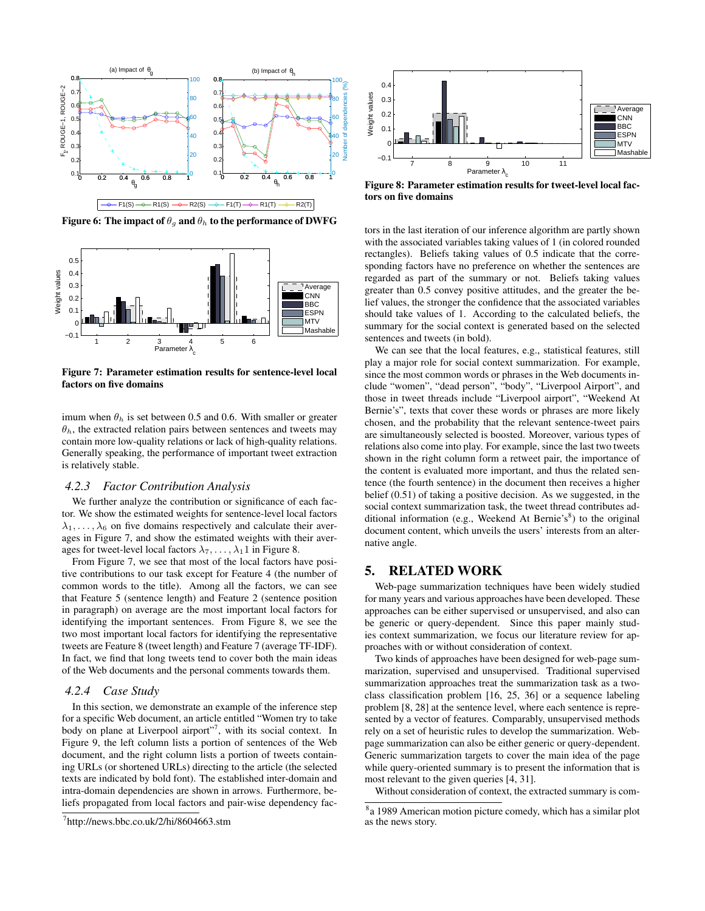Figure 6: The impact of $\theta_g$ and $\theta_h$ to the performance of DWFG

Figure 7: Parameter estimation results for sentence-level local factors on five domains

imum when $\theta_h$ is set between 0.5 and 0.6. With smaller or greater $\theta_h$, the extracted relation pairs between sentences and tweets may contain more low-quality relations or lack of high-quality relations. Generally speaking, the performance of important tweet extraction is relatively stable.

### 4.2.3 Factor Contribution Analysis

We further analyze the contribution or significance of each factor. We show the estimated weights for sentence-level local factors $\lambda_1, \ldots, \lambda_6$ on five domains respectively and calculate their averages in Figure 7, and show the estimated weights with their averages for tweet-level local factors $\lambda_7, \ldots, \lambda_1 1$ in Figure 8.

From Figure 7, we see that most of the local factors have positive contributions to our task except for Feature 4 (the number of common words to the title). Among all the factors, we can see that Feature 5 (sentence length) and Feature 2 (sentence position in paragraph) on average are the most important local factors for identifying the important sentences. From Figure 8, we see the two most important local factors for identifying the representative tweets are Feature 8 (tweet length) and Feature 7 (average TF-IDF). In fact, we find that long tweets tend to cover both the main ideas of the Web documents and the personal comments towards them.

### 4.2.4 Case Study

In this section, we demonstrate an example of the inference step for a specific Web document, an article entitled "Women try to take body on plane at Liverpool airport"[7], with its social context. In Figure 9, the left column lists a portion of sentences of the Web document, and the right column lists a portion of tweets containing URLs (or shortened URLs) directing to the article (the selected texts are indicated by bold font). The established inter-domain and intra-domain dependencies are shown in arrows. Furthermore, beliefs propagated from local factors and pair-wise dependency factors in the last iteration of our inference algorithm are partly shown with the associated variables taking values of 1 (in colored rounded rectangles). Beliefs taking values of 0.5 indicate that the corresponding factors have no preference on whether the sentences are regarded as part of the summary or not. Beliefs greater than 0.5 convey positive attitudes, and the greater the belief values, the stronger the confidence that the associated variables should take values of 1. According to the calculated beliefs, the summary for the social context is generated based on the selected sentences and tweets (in bold).

We can see that the local features, e.g., statistical features, still play a major role for social context summarization. For example, since the most common words or phrases in the Web documents include "women", "dead person", "body", "Liverpool Airport", and those in tweet threads include "Liverpool airport", "Weekend At Bernie's", texts that cover these words or phrases are more likely chosen, and the probability that the relevant sentence-tweet pairs are simultaneously selected is boosted. Moreover, various types of relations also come into play. For example, since the last two tweets shown in the right column form a retweet pair, the importance of the content is evaluated more important, and thus the related sentence (the fourth sentence) in the document then receives a higher belief (0.51) of taking a positive decision. As we suggested, in the social context summarization task, the tweet thread contributes additional information (e.g., Weekend At Bernie's[8]) to the original document content, which unveils the users' interests from an alternative angle.

[7]http://news.bbc.co.uk/2/hi/8604663.stm

Figure 8: Parameter estimation results for tweet-level local factors on five domains

## 5. RELATED WORK

Web-page summarization techniques have been widely studied for many years and various approaches have been developed. These approaches can be either supervised or unsupervised, and also can be generic or query-dependent. Since this paper mainly studies context summarization, we focus our literature review for approaches with or without consideration of context.

Two kinds of approaches have been designed for web-page summarization, supervised and unsupervised. Traditional supervised summarization approaches treat the summarization task as a two-class classification problem [16, 25, 36] or a sequence labeling problem [8, 28] at the sentence level, where each sentence is represented by a vector of features. Comparably, unsupervised methods rely on a set of heuristic rules to develop the summarization. Web-page summarization can also be either generic or query-dependent. Generic summarization targets to cover the main idea of the page while query-oriented summary is to present the information that is most relevant to the given queries [4, 31].

Without consideration of context, the extracted summary is com-

[8]a 1989 American motion picture comedy, which has a similar plot as the news story.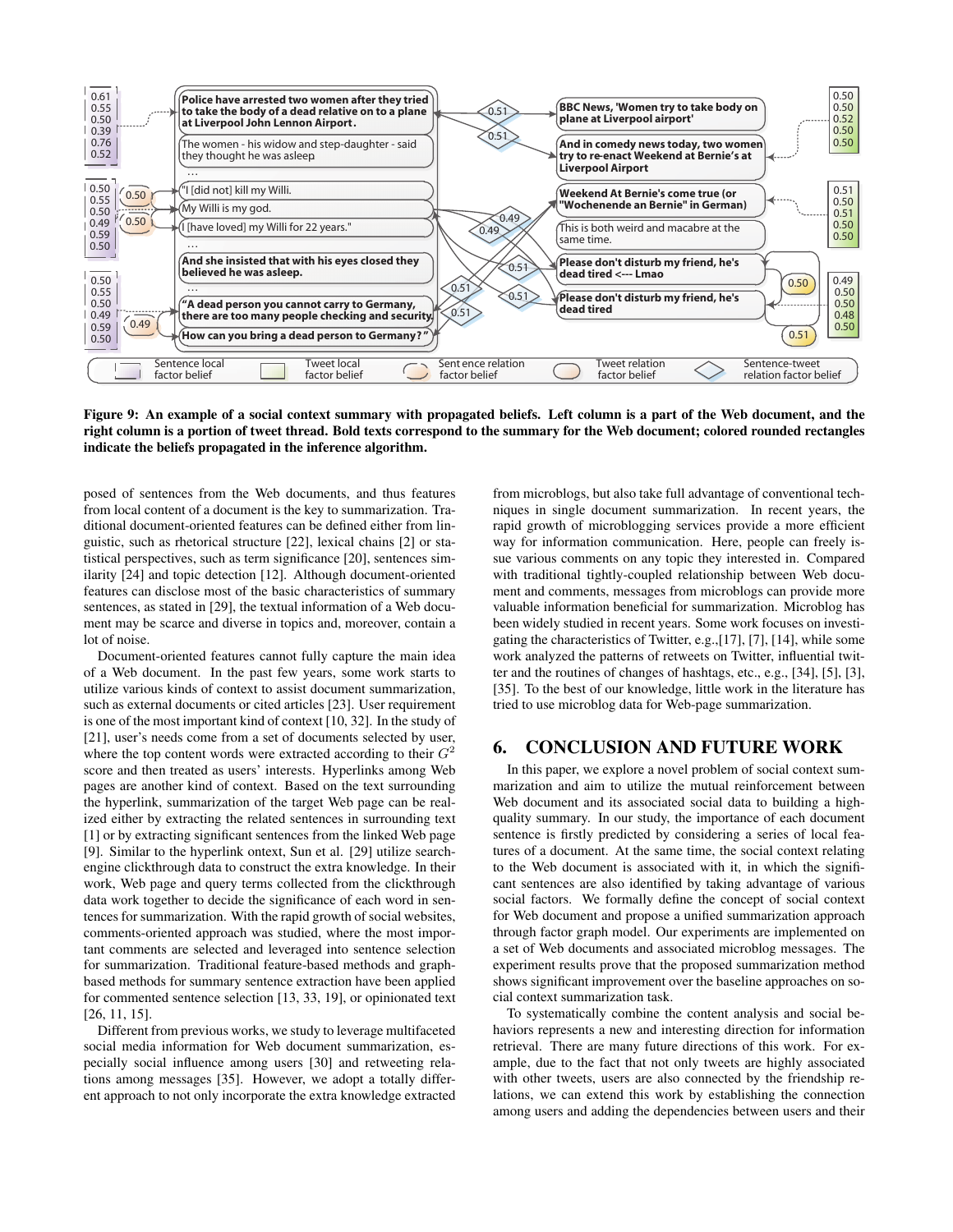**Figure 9: An example of a social context summary with propagated beliefs. Left column is a part of the Web document, and the right column is a portion of tweet thread. Bold texts correspond to the summary for the Web document; colored rounded rectangles indicate the beliefs propagated in the inference algorithm.**

posed of sentences from the Web documents, and thus features from local content of a document is the key to summarization. Traditional document-oriented features can be defined either from linguistic, such as rhetorical structure [22], lexical chains [2] or statistical perspectives, such as term significance [20], sentences similarity [24] and topic detection [12]. Although document-oriented features can disclose most of the basic characteristics of summary sentences, as stated in [29], the textual information of a Web document may be scarce and diverse in topics and, moreover, contain a lot of noise.

Document-oriented features cannot fully capture the main idea of a Web document. In the past few years, some work starts to utilize various kinds of context to assist document summarization, such as external documents or cited articles [23]. User requirement is one of the most important kind of context [10, 32]. In the study of [21], user's needs come from a set of documents selected by user, where the top content words were extracted according to their $G^2$ score and then treated as users' interests. Hyperlinks among Web pages are another kind of context. Based on the text surrounding the hyperlink, summarization of the target Web page can be realized either by extracting the related sentences in surrounding text [1] or by extracting significant sentences from the linked Web page [9]. Similar to the hyperlink ontext, Sun et al. [29] utilize search-engine clickthrough data to construct the extra knowledge. In their work, Web page and query terms collected from the clickthrough data work together to decide the significance of each word in sentences for summarization. With the rapid growth of social websites, comments-oriented approach was studied, where the most important comments are selected and leveraged into sentence selection for summarization. Traditional feature-based methods and graph-based methods for summary sentence extraction have been applied for commented sentence selection [13, 33, 19], or opinionated text [26, 11, 15].

Different from previous works, we study to leverage multifaceted social media information for Web document summarization, especially social influence among users [30] and retweeting relations among messages [35]. However, we adopt a totally different approach to not only incorporate the extra knowledge extracted from microblogs, but also take full advantage of conventional techniques in single document summarization. In recent years, the rapid growth of microblogging services provide a more efficient way for information communication. Here, people can freely issue various comments on any topic they interested in. Compared with traditional tightly-coupled relationship between Web document and comments, messages from microblogs can provide more valuable information beneficial for summarization. Microblog has been widely studied in recent years. Some work focuses on investigating the characteristics of Twitter, e.g.,[17], [7], [14], while some work analyzed the patterns of retweets on Twitter, influential twitter and the routines of changes of hashtags, etc., e.g., [34], [5], [3], [35]. To the best of our knowledge, little work in the literature has tried to use microblog data for Web-page summarization.

## 6. CONCLUSION AND FUTURE WORK

In this paper, we explore a novel problem of social context summarization and aim to utilize the mutual reinforcement between Web document and its associated social data to building a high-quality summary. In our study, the importance of each document sentence is firstly predicted by considering a series of local features of a document. At the same time, the social context relating to the Web document is associated with it, in which the significant sentences are also identified by taking advantage of various social factors. We formally define the concept of social context for Web document and propose a unified summarization approach through factor graph model. Our experiments are implemented on a set of Web documents and associated microblog messages. The experiment results prove that the proposed summarization method shows significant improvement over the baseline approaches on social context summarization task.

To systematically combine the content analysis and social behaviors represents a new and interesting direction for information retrieval. There are many future directions of this work. For example, due to the fact that not only tweets are highly associated with other tweets, users are also connected by the friendship relations, we can extend this work by establishing the connection among users and adding the dependencies between users and their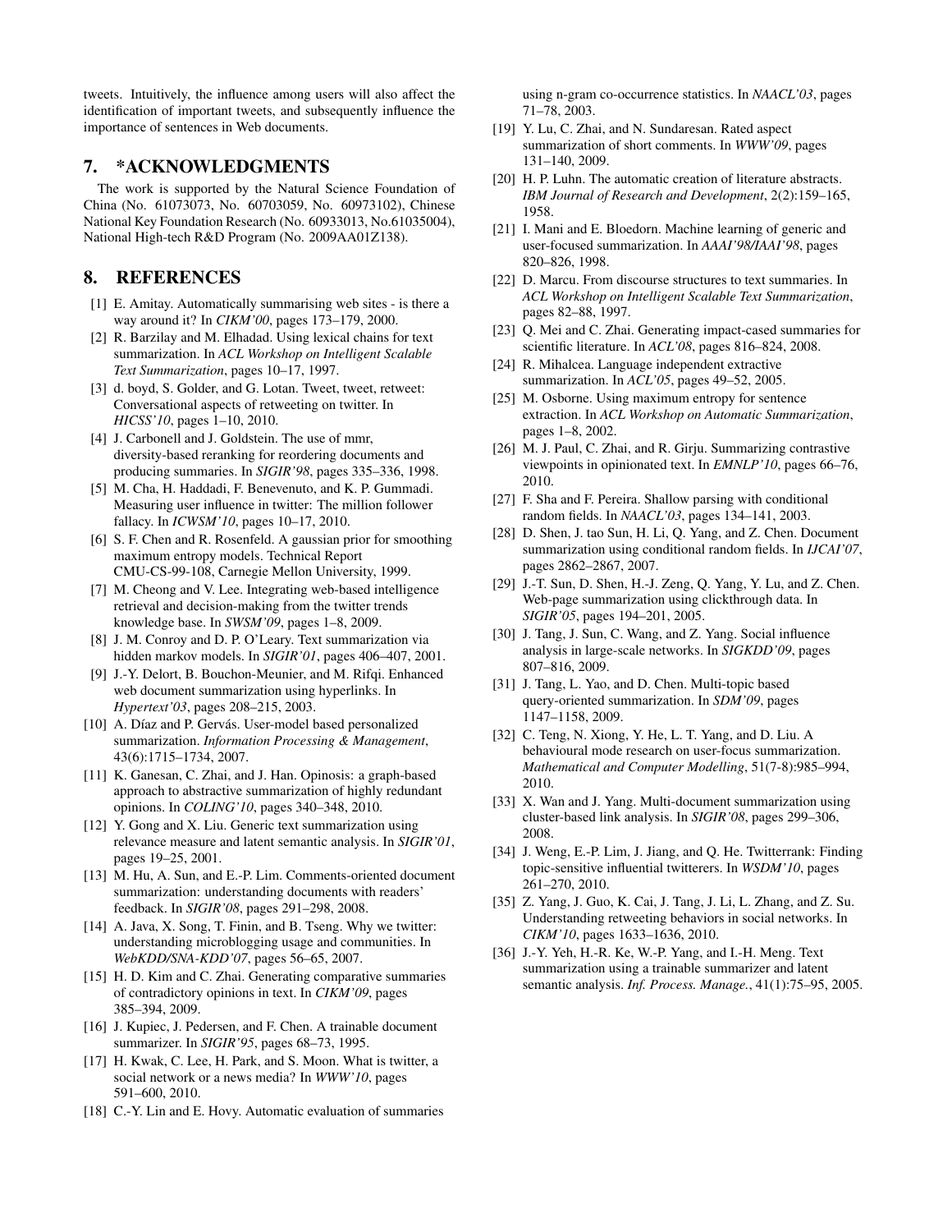tweets. Intuitively, the influence among users will also affect the identification of important tweets, and subsequently influence the importance of sentences in Web documents.

## 7. *ACKNOWLEDGMENTS

The work is supported by the Natural Science Foundation of China (No. 61073073, No. 60703059, No. 60973102), Chinese National Key Foundation Research (No. 60933013, No.61035004), National High-tech R&D Program (No. 2009AA01Z138).

## 8. REFERENCES

[1] E. Amitay. Automatically summarising web sites - is there a way around it? In *CIKM'00*, pages 173–179, 2000.

[2] R. Barzilay and M. Elhadad. Using lexical chains for text summarization. In *ACL Workshop on Intelligent Scalable Text Summarization*, pages 10–17, 1997.

[3] d. boyd, S. Golder, and G. Lotan. Tweet, tweet, retweet: Conversational aspects of retweeting on twitter. In *HICSS'10*, pages 1–10, 2010.

[4] J. Carbonell and J. Goldstein. The use of mmr, diversity-based reranking for reordering documents and producing summaries. In *SIGIR'98*, pages 335–336, 1998.

[5] M. Cha, H. Haddadi, F. Benevenuto, and K. P. Gummadi. Measuring user influence in twitter: The million follower fallacy. In *ICWSM'10*, pages 10–17, 2010.

[6] S. F. Chen and R. Rosenfeld. A gaussian prior for smoothing maximum entropy models. Technical Report CMU-CS-99-108, Carnegie Mellon University, 1999.

[7] M. Cheong and V. Lee. Integrating web-based intelligence retrieval and decision-making from the twitter trends knowledge base. In *SWSM'09*, pages 1–8, 2009.

[8] J. M. Conroy and D. P. O'Leary. Text summarization via hidden markov models. In *SIGIR'01*, pages 406–407, 2001.

[9] J.-Y. Delort, B. Bouchon-Meunier, and M. Rifqi. Enhanced web document summarization using hyperlinks. In *Hypertext'03*, pages 208–215, 2003.

[10] A. Díaz and P. Gervás. User-model based personalized summarization. *Information Processing & Management*, 43(6):1715–1734, 2007.

[11] K. Ganesan, C. Zhai, and J. Han. Opinosis: a graph-based approach to abstractive summarization of highly redundant opinions. In *COLING'10*, pages 340–348, 2010.

[12] Y. Gong and X. Liu. Generic text summarization using relevance measure and latent semantic analysis. In *SIGIR'01*, pages 19–25, 2001.

[13] M. Hu, A. Sun, and E.-P. Lim. Comments-oriented document summarization: understanding documents with readers' feedback. In *SIGIR'08*, pages 291–298, 2008.

[14] A. Java, X. Song, T. Finin, and B. Tseng. Why we twitter: understanding microblogging usage and communities. In *WebKDD/SNA-KDD'07*, pages 56–65, 2007.

[15] H. D. Kim and C. Zhai. Generating comparative summaries of contradictory opinions in text. In *CIKM'09*, pages 385–394, 2009.

[16] J. Kupiec, J. Pedersen, and F. Chen. A trainable document summarizer. In *SIGIR'95*, pages 68–73, 1995.

[17] H. Kwak, C. Lee, H. Park, and S. Moon. What is twitter, a social network or a news media? In *WWW'10*, pages 591–600, 2010.

[18] C.-Y. Lin and E. Hovy. Automatic evaluation of summaries using n-gram co-occurrence statistics. In *NAACL'03*, pages 71–78, 2003.

[19] Y. Lu, C. Zhai, and N. Sundaresan. Rated aspect summarization of short comments. In *WWW'09*, pages 131–140, 2009.

[20] H. P. Luhn. The automatic creation of literature abstracts. *IBM Journal of Research and Development*, 2(2):159–165, 1958.

[21] I. Mani and E. Bloedorn. Machine learning of generic and user-focused summarization. In *AAAI'98/IAAI'98*, pages 820–826, 1998.

[22] D. Marcu. From discourse structures to text summaries. In *ACL Workshop on Intelligent Scalable Text Summarization*, pages 82–88, 1997.

[23] Q. Mei and C. Zhai. Generating impact-cased summaries for scientific literature. In *ACL'08*, pages 816–824, 2008.

[24] R. Mihalcea. Language independent extractive summarization. In *ACL'05*, pages 49–52, 2005.

[25] M. Osborne. Using maximum entropy for sentence extraction. In *ACL Workshop on Automatic Summarization*, pages 1–8, 2002.

[26] M. J. Paul, C. Zhai, and R. Girju. Summarizing contrastive viewpoints in opinionated text. In *EMNLP'10*, pages 66–76, 2010.

[27] F. Sha and F. Pereira. Shallow parsing with conditional random fields. In *NAACL'03*, pages 134–141, 2003.

[28] D. Shen, J. tao Sun, H. Li, Q. Yang, and Z. Chen. Document summarization using conditional random fields. In *IJCAI'07*, pages 2862–2867, 2007.

[29] J.-T. Sun, D. Shen, H.-J. Zeng, Q. Yang, Y. Lu, and Z. Chen. Web-page summarization using clickthrough data. In *SIGIR'05*, pages 194–201, 2005.

[30] J. Tang, J. Sun, C. Wang, and Z. Yang. Social influence analysis in large-scale networks. In *SIGKDD'09*, pages 807–816, 2009.

[31] J. Tang, L. Yao, and D. Chen. Multi-topic based query-oriented summarization. In *SDM'09*, pages 1147–1158, 2009.

[32] C. Teng, N. Xiong, Y. He, L. T. Yang, and D. Liu. A behavioural mode research on user-focus summarization. *Mathematical and Computer Modelling*, 51(7-8):985–994, 2010.

[33] X. Wan and J. Yang. Multi-document summarization using cluster-based link analysis. In *SIGIR'08*, pages 299–306, 2008.

[34] J. Weng, E.-P. Lim, J. Jiang, and Q. He. Twitterrank: Finding topic-sensitive influential twitterers. In *WSDM'10*, pages 261–270, 2010.

[35] Z. Yang, J. Guo, K. Cai, J. Tang, J. Li, L. Zhang, and Z. Su. Understanding retweeting behaviors in social networks. In *CIKM'10*, pages 1633–1636, 2010.

[36] J.-Y. Yeh, H.-R. Ke, W.-P. Yang, and I.-H. Meng. Text summarization using a trainable summarizer and latent semantic analysis. *Inf. Process. Manage.*, 41(1):75–95, 2005.